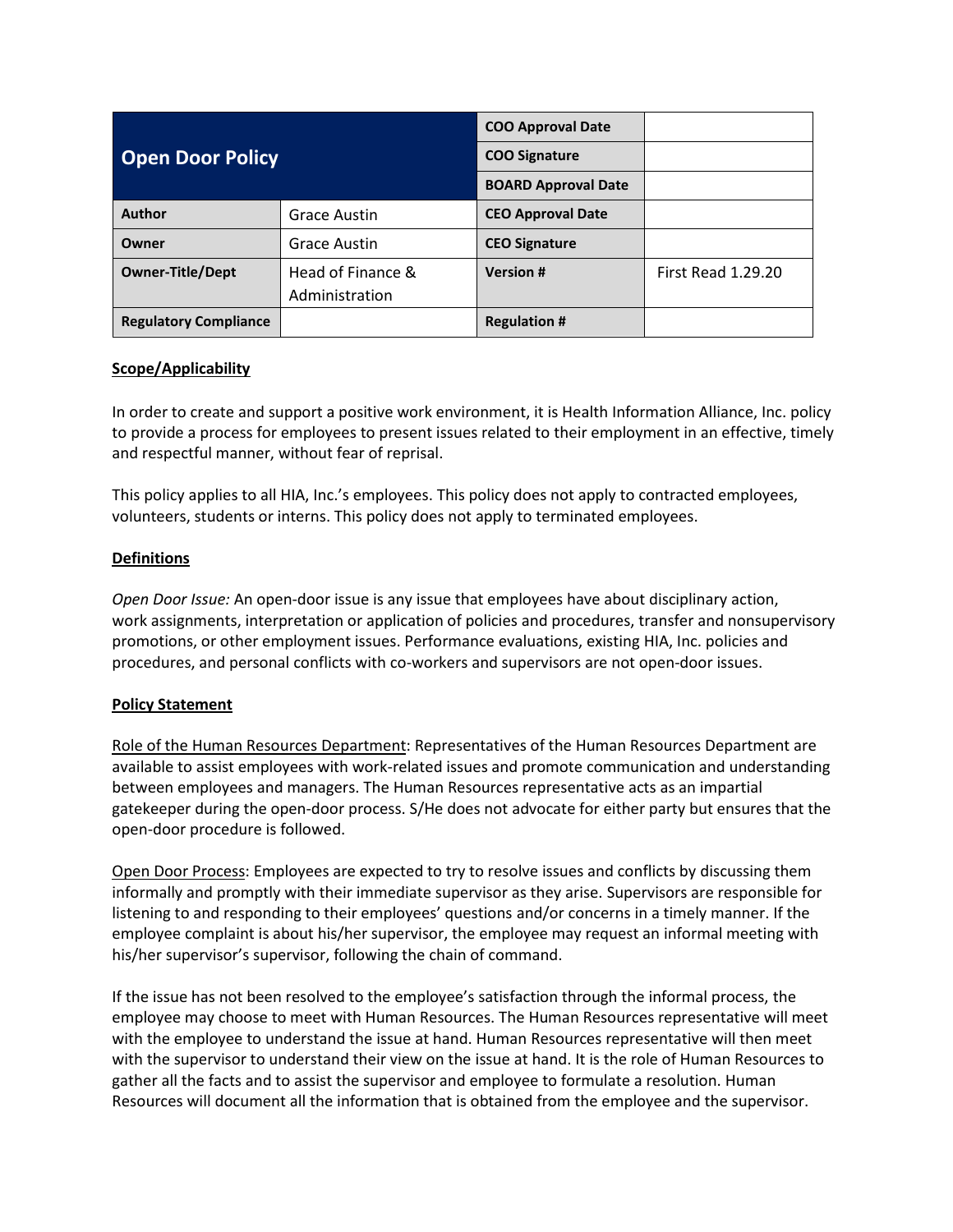| Open Door Policy | | COO Approval Date | |
|---|---|---|---|
| | | COO Signature | |
| | | BOARD Approval Date | |
| **Author** | Grace Austin | **CEO Approval Date** | |
| **Owner** | Grace Austin | **CEO Signature** | |
| **Owner-Title/Dept** | Head of Finance & Administration | **Version #** | First Read 1.29.20 |
| **Regulatory Compliance** | | **Regulation #** | |

## Scope/Applicability

In order to create and support a positive work environment, it is Health Information Alliance, Inc. policy to provide a process for employees to present issues related to their employment in an effective, timely and respectful manner, without fear of reprisal.

This policy applies to all HIA, Inc.'s employees. This policy does not apply to contracted employees, volunteers, students or interns. This policy does not apply to terminated employees.

## Definitions

*Open Door Issue:* An open-door issue is any issue that employees have about disciplinary action, work assignments, interpretation or application of policies and procedures, transfer and nonsupervisory promotions, or other employment issues. Performance evaluations, existing HIA, Inc. policies and procedures, and personal conflicts with co-workers and supervisors are not open-door issues.

## Policy Statement

Role of the Human Resources Department: Representatives of the Human Resources Department are available to assist employees with work-related issues and promote communication and understanding between employees and managers. The Human Resources representative acts as an impartial gatekeeper during the open-door process. S/He does not advocate for either party but ensures that the open-door procedure is followed.

Open Door Process: Employees are expected to try to resolve issues and conflicts by discussing them informally and promptly with their immediate supervisor as they arise. Supervisors are responsible for listening to and responding to their employees' questions and/or concerns in a timely manner. If the employee complaint is about his/her supervisor, the employee may request an informal meeting with his/her supervisor's supervisor, following the chain of command.

If the issue has not been resolved to the employee's satisfaction through the informal process, the employee may choose to meet with Human Resources. The Human Resources representative will meet with the employee to understand the issue at hand. Human Resources representative will then meet with the supervisor to understand their view on the issue at hand. It is the role of Human Resources to gather all the facts and to assist the supervisor and employee to formulate a resolution. Human Resources will document all the information that is obtained from the employee and the supervisor.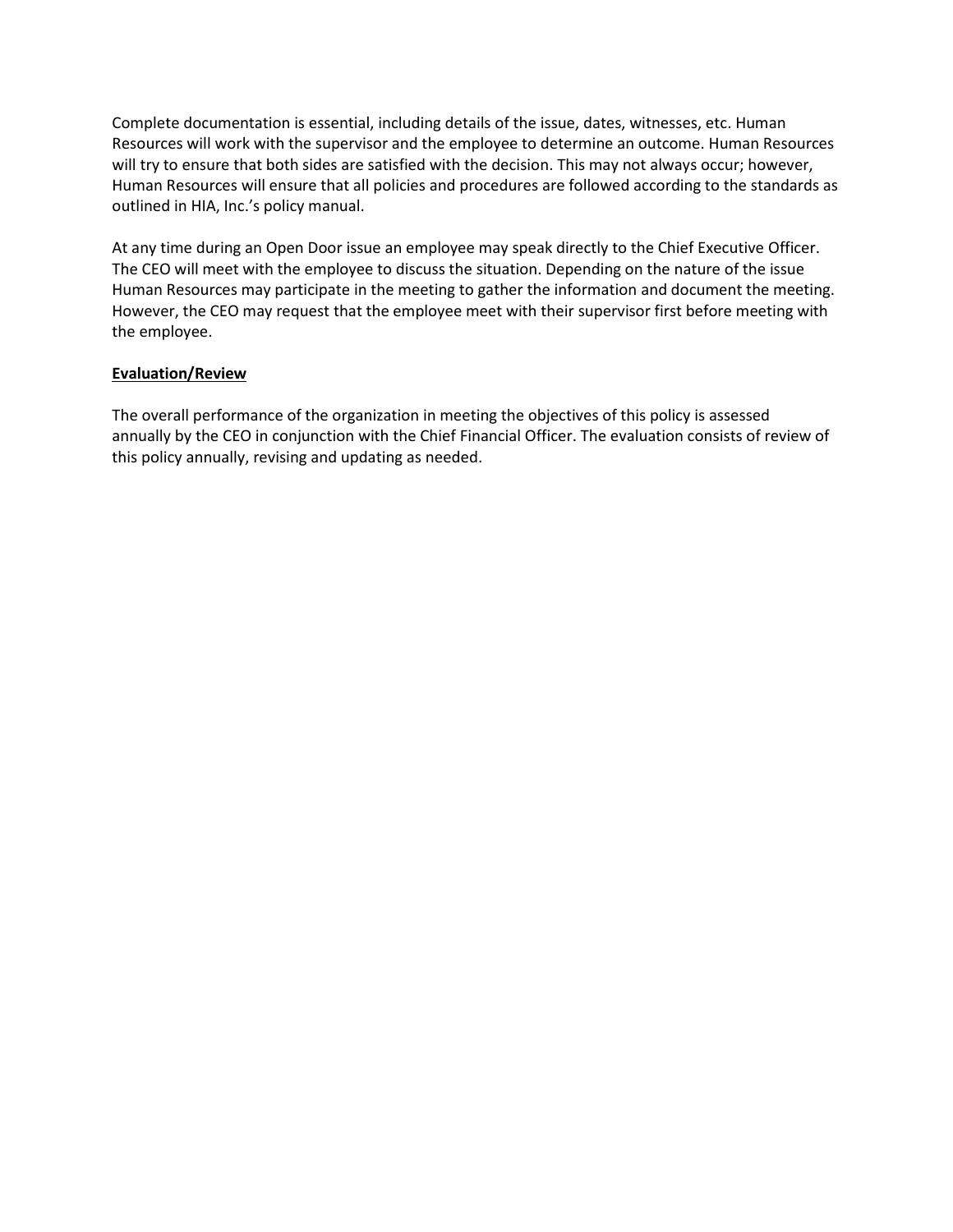Complete documentation is essential, including details of the issue, dates, witnesses, etc. Human Resources will work with the supervisor and the employee to determine an outcome. Human Resources will try to ensure that both sides are satisfied with the decision. This may not always occur; however, Human Resources will ensure that all policies and procedures are followed according to the standards as outlined in HIA, Inc.'s policy manual.

At any time during an Open Door issue an employee may speak directly to the Chief Executive Officer. The CEO will meet with the employee to discuss the situation. Depending on the nature of the issue Human Resources may participate in the meeting to gather the information and document the meeting. However, the CEO may request that the employee meet with their supervisor first before meeting with the employee.

**Evaluation/Review**

The overall performance of the organization in meeting the objectives of this policy is assessed annually by the CEO in conjunction with the Chief Financial Officer. The evaluation consists of review of this policy annually, revising and updating as needed.